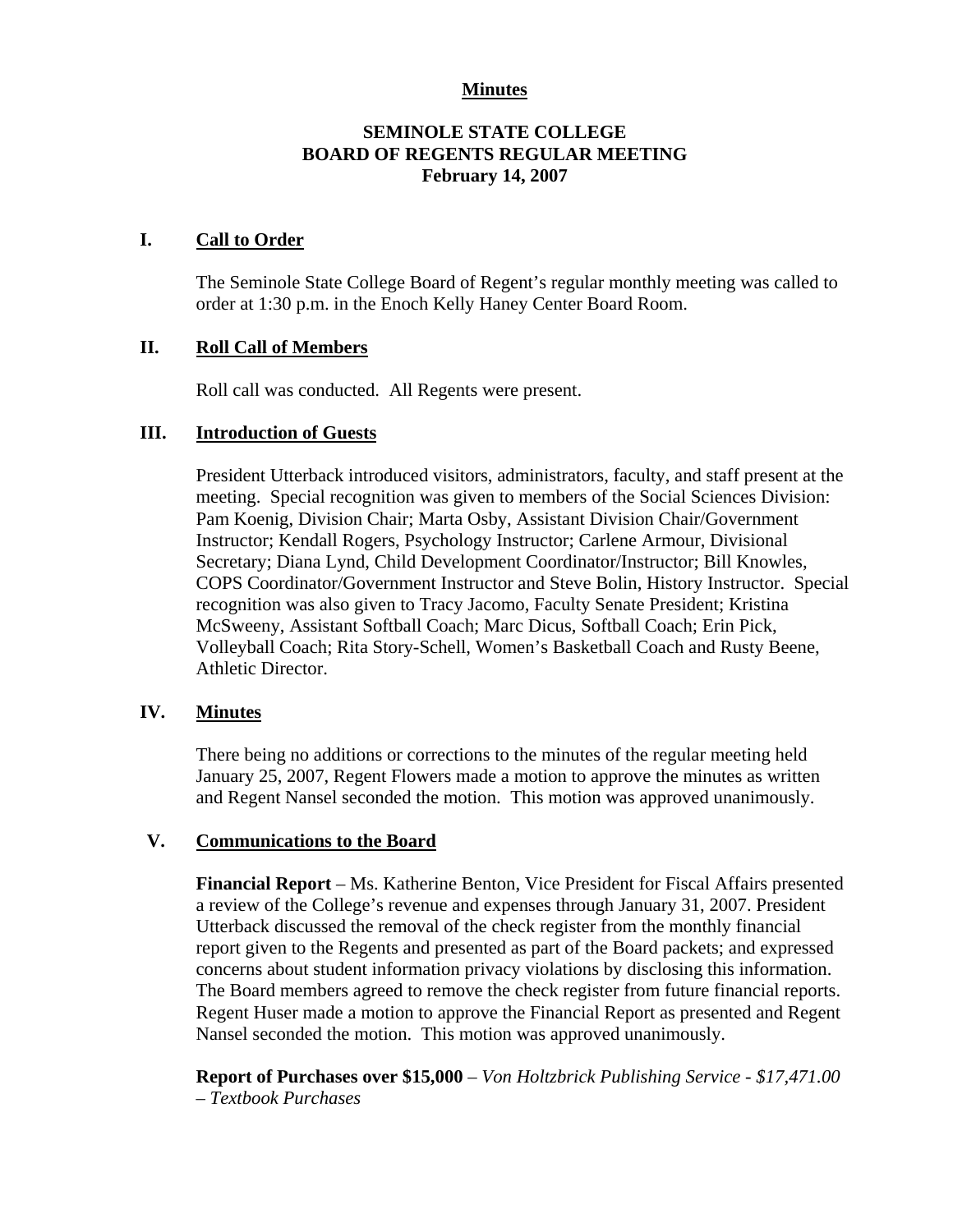**Minutes**

# SEMINOLE STATE COLLEGE
# BOARD OF REGENTS REGULAR MEETING
**February 14, 2007**

## I. Call to Order

The Seminole State College Board of Regent's regular monthly meeting was called to order at 1:30 p.m. in the Enoch Kelly Haney Center Board Room.

## II. Roll Call of Members

Roll call was conducted. All Regents were present.

## III. Introduction of Guests

President Utterback introduced visitors, administrators, faculty, and staff present at the meeting. Special recognition was given to members of the Social Sciences Division: Pam Koenig, Division Chair; Marta Osby, Assistant Division Chair/Government Instructor; Kendall Rogers, Psychology Instructor; Carlene Armour, Divisional Secretary; Diana Lynd, Child Development Coordinator/Instructor; Bill Knowles, COPS Coordinator/Government Instructor and Steve Bolin, History Instructor. Special recognition was also given to Tracy Jacomo, Faculty Senate President; Kristina McSweeny, Assistant Softball Coach; Marc Dicus, Softball Coach; Erin Pick, Volleyball Coach; Rita Story-Schell, Women's Basketball Coach and Rusty Beene, Athletic Director.

## IV. Minutes

There being no additions or corrections to the minutes of the regular meeting held January 25, 2007, Regent Flowers made a motion to approve the minutes as written and Regent Nansel seconded the motion. This motion was approved unanimously.

## V. Communications to the Board

**Financial Report** – Ms. Katherine Benton, Vice President for Fiscal Affairs presented a review of the College's revenue and expenses through January 31, 2007. President Utterback discussed the removal of the check register from the monthly financial report given to the Regents and presented as part of the Board packets; and expressed concerns about student information privacy violations by disclosing this information. The Board members agreed to remove the check register from future financial reports. Regent Huser made a motion to approve the Financial Report as presented and Regent Nansel seconded the motion. This motion was approved unanimously.

**Report of Purchases over $15,000** – *Von Holtzbrick Publishing Service - $17,471.00 – Textbook Purchases*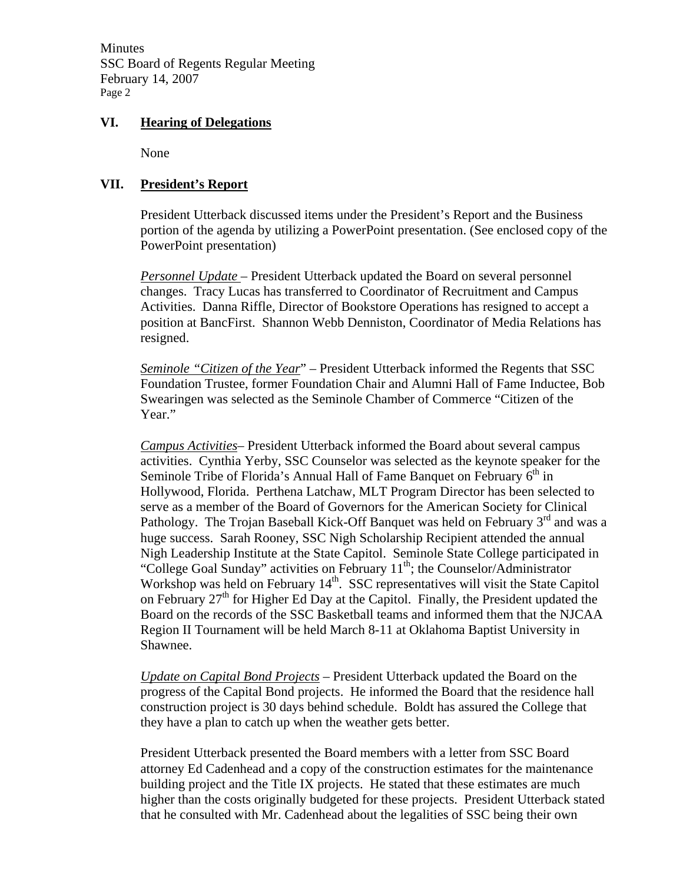## VI. Hearing of Delegations

None

## VII. President's Report

President Utterback discussed items under the President's Report and the Business portion of the agenda by utilizing a PowerPoint presentation. (See enclosed copy of the PowerPoint presentation)

*Personnel Update* – President Utterback updated the Board on several personnel changes. Tracy Lucas has transferred to Coordinator of Recruitment and Campus Activities. Danna Riffle, Director of Bookstore Operations has resigned to accept a position at BancFirst. Shannon Webb Denniston, Coordinator of Media Relations has resigned.

*Seminole "Citizen of the Year"* – President Utterback informed the Regents that SSC Foundation Trustee, former Foundation Chair and Alumni Hall of Fame Inductee, Bob Swearingen was selected as the Seminole Chamber of Commerce "Citizen of the Year."

*Campus Activities*– President Utterback informed the Board about several campus activities. Cynthia Yerby, SSC Counselor was selected as the keynote speaker for the Seminole Tribe of Florida's Annual Hall of Fame Banquet on February 6th in Hollywood, Florida. Perthena Latchaw, MLT Program Director has been selected to serve as a member of the Board of Governors for the American Society for Clinical Pathology. The Trojan Baseball Kick-Off Banquet was held on February 3rd and was a huge success. Sarah Rooney, SSC Nigh Scholarship Recipient attended the annual Nigh Leadership Institute at the State Capitol. Seminole State College participated in "College Goal Sunday" activities on February 11th; the Counselor/Administrator Workshop was held on February 14th. SSC representatives will visit the State Capitol on February 27th for Higher Ed Day at the Capitol. Finally, the President updated the Board on the records of the SSC Basketball teams and informed them that the NJCAA Region II Tournament will be held March 8-11 at Oklahoma Baptist University in Shawnee.

*Update on Capital Bond Projects* – President Utterback updated the Board on the progress of the Capital Bond projects. He informed the Board that the residence hall construction project is 30 days behind schedule. Boldt has assured the College that they have a plan to catch up when the weather gets better.

President Utterback presented the Board members with a letter from SSC Board attorney Ed Cadenhead and a copy of the construction estimates for the maintenance building project and the Title IX projects. He stated that these estimates are much higher than the costs originally budgeted for these projects. President Utterback stated that he consulted with Mr. Cadenhead about the legalities of SSC being their own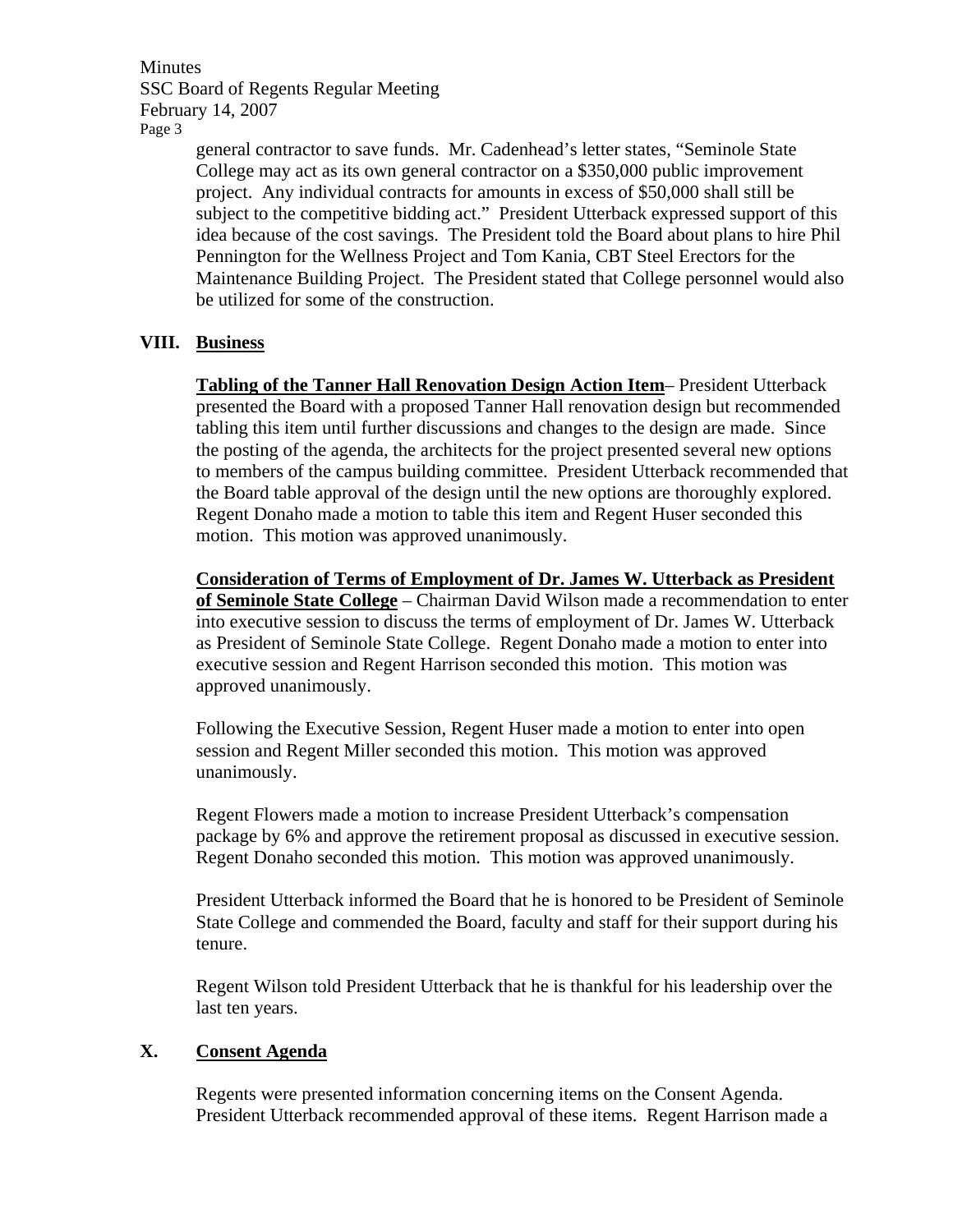general contractor to save funds. Mr. Cadenhead's letter states, "Seminole State College may act as its own general contractor on a $350,000 public improvement project. Any individual contracts for amounts in excess of $50,000 shall still be subject to the competitive bidding act." President Utterback expressed support of this idea because of the cost savings. The President told the Board about plans to hire Phil Pennington for the Wellness Project and Tom Kania, CBT Steel Erectors for the Maintenance Building Project. The President stated that College personnel would also be utilized for some of the construction.

## VIII. Business

**Tabling of the Tanner Hall Renovation Design Action Item**– President Utterback presented the Board with a proposed Tanner Hall renovation design but recommended tabling this item until further discussions and changes to the design are made. Since the posting of the agenda, the architects for the project presented several new options to members of the campus building committee. President Utterback recommended that the Board table approval of the design until the new options are thoroughly explored. Regent Donaho made a motion to table this item and Regent Huser seconded this motion. This motion was approved unanimously.

**Consideration of Terms of Employment of Dr. James W. Utterback as President of Seminole State College** – Chairman David Wilson made a recommendation to enter into executive session to discuss the terms of employment of Dr. James W. Utterback as President of Seminole State College. Regent Donaho made a motion to enter into executive session and Regent Harrison seconded this motion. This motion was approved unanimously.

Following the Executive Session, Regent Huser made a motion to enter into open session and Regent Miller seconded this motion. This motion was approved unanimously.

Regent Flowers made a motion to increase President Utterback's compensation package by 6% and approve the retirement proposal as discussed in executive session. Regent Donaho seconded this motion. This motion was approved unanimously.

President Utterback informed the Board that he is honored to be President of Seminole State College and commended the Board, faculty and staff for their support during his tenure.

Regent Wilson told President Utterback that he is thankful for his leadership over the last ten years.

## X. Consent Agenda

Regents were presented information concerning items on the Consent Agenda. President Utterback recommended approval of these items. Regent Harrison made a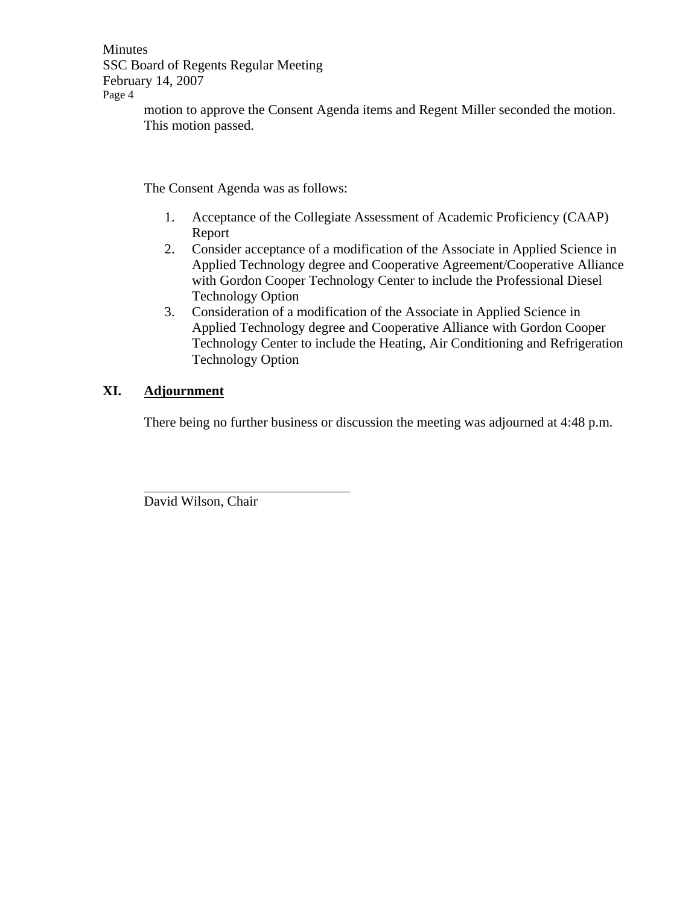motion to approve the Consent Agenda items and Regent Miller seconded the motion. This motion passed.

The Consent Agenda was as follows:

1. Acceptance of the Collegiate Assessment of Academic Proficiency (CAAP) Report
2. Consider acceptance of a modification of the Associate in Applied Science in Applied Technology degree and Cooperative Agreement/Cooperative Alliance with Gordon Cooper Technology Center to include the Professional Diesel Technology Option
3. Consideration of a modification of the Associate in Applied Science in Applied Technology degree and Cooperative Alliance with Gordon Cooper Technology Center to include the Heating, Air Conditioning and Refrigeration Technology Option

## XI. Adjournment

There being no further business or discussion the meeting was adjourned at 4:48 p.m.

\_\_\_\_\_\_\_\_\_\_\_\_\_\_\_\_\_\_\_\_\_\_\_\_\_\_\_\_\_\_\_\_

David Wilson, Chair